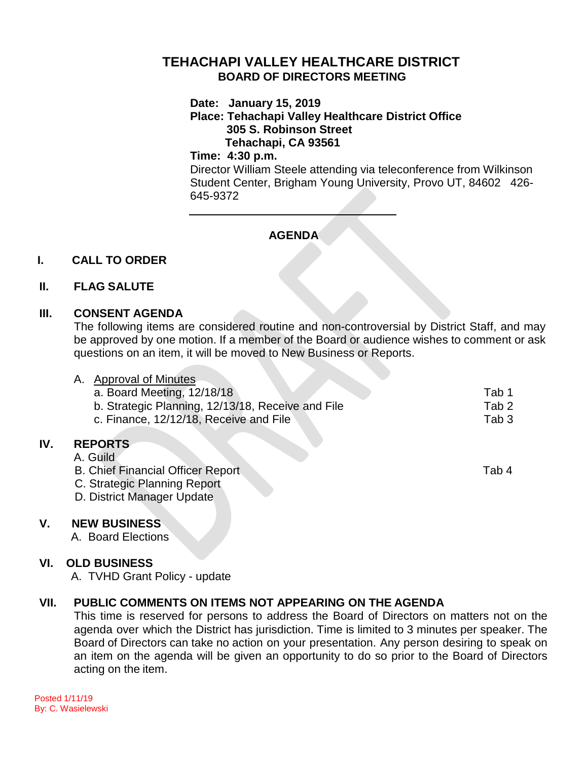# TEHACHAPI VALLEY HEALTHCARE DISTRICT

## BOARD OF DIRECTORS MEETING

**Date: January 15, 2019**
**Place: Tehachapi Valley Healthcare District Office**
**305 S. Robinson Street**
**Tehachapi, CA 93561**
**Time: 4:30 p.m.**

Director William Steele attending via teleconference from Wilkinson Student Center, Brigham Young University, Provo UT, 84602 426-645-9372

---

## AGENDA

### I. CALL TO ORDER

### II. FLAG SALUTE

### III. CONSENT AGENDA

The following items are considered routine and non-controversial by District Staff, and may be approved by one motion. If a member of the Board or audience wishes to comment or ask questions on an item, it will be moved to New Business or Reports.

A. Approval of Minutes

| | |
|---|---|
| a. Board Meeting, 12/18/18 | Tab 1 |
| b. Strategic Planning, 12/13/18, Receive and File | Tab 2 |
| c. Finance, 12/12/18, Receive and File | Tab 3 |

### IV. REPORTS

A. Guild
B. Chief Financial Officer Report — Tab 4
C. Strategic Planning Report
D. District Manager Update

### V. NEW BUSINESS

A. Board Elections

### VI. OLD BUSINESS

A. TVHD Grant Policy - update

### VII. PUBLIC COMMENTS ON ITEMS NOT APPEARING ON THE AGENDA

This time is reserved for persons to address the Board of Directors on matters not on the agenda over which the District has jurisdiction. Time is limited to 3 minutes per speaker. The Board of Directors can take no action on your presentation. Any person desiring to speak on an item on the agenda will be given an opportunity to do so prior to the Board of Directors acting on the item.

Posted 1/11/19
By: C. Wasielewski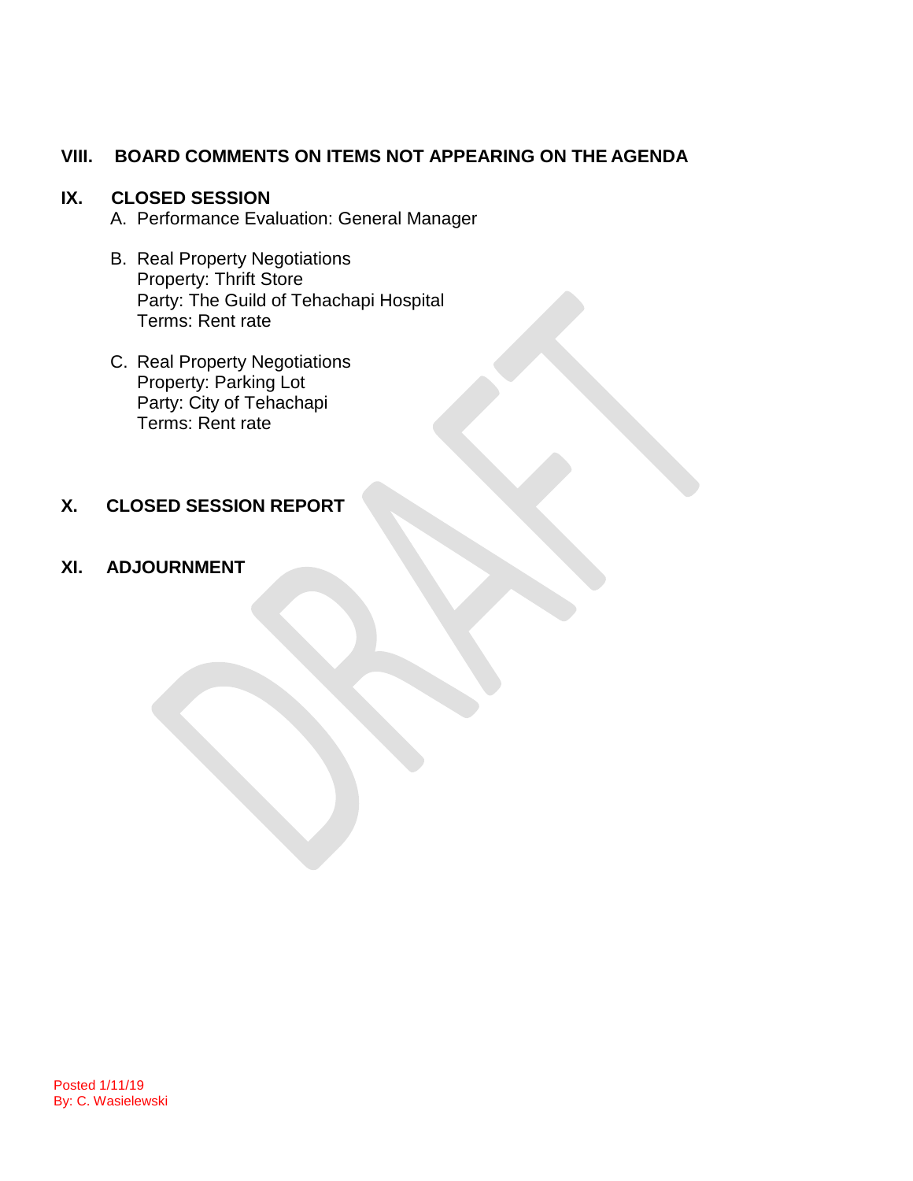## VIII. BOARD COMMENTS ON ITEMS NOT APPEARING ON THE AGENDA

## IX. CLOSED SESSION

A. Performance Evaluation: General Manager

B. Real Property Negotiations
Property: Thrift Store
Party: The Guild of Tehachapi Hospital
Terms: Rent rate

C. Real Property Negotiations
Property: Parking Lot
Party: City of Tehachapi
Terms: Rent rate

## X. CLOSED SESSION REPORT

## XI. ADJOURNMENT

Posted 1/11/19
By: C. Wasielewski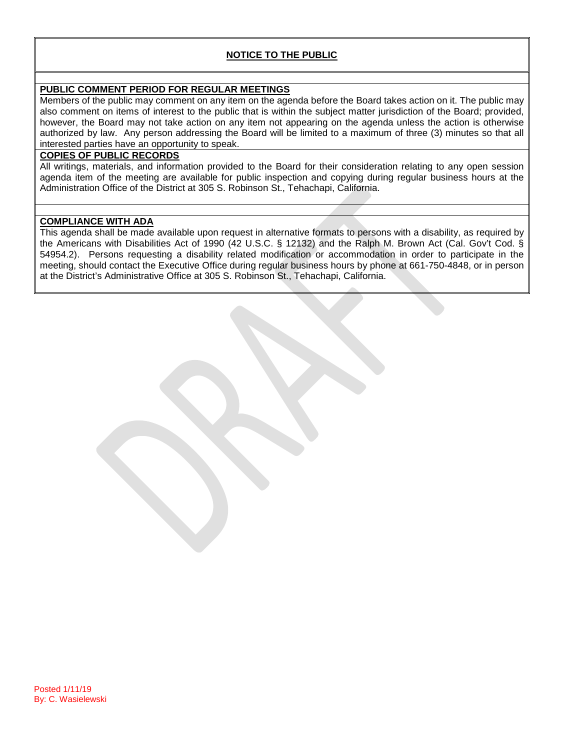## NOTICE TO THE PUBLIC

### PUBLIC COMMENT PERIOD FOR REGULAR MEETINGS

Members of the public may comment on any item on the agenda before the Board takes action on it. The public may also comment on items of interest to the public that is within the subject matter jurisdiction of the Board; provided, however, the Board may not take action on any item not appearing on the agenda unless the action is otherwise authorized by law. Any person addressing the Board will be limited to a maximum of three (3) minutes so that all interested parties have an opportunity to speak.

### COPIES OF PUBLIC RECORDS

All writings, materials, and information provided to the Board for their consideration relating to any open session agenda item of the meeting are available for public inspection and copying during regular business hours at the Administration Office of the District at 305 S. Robinson St., Tehachapi, California.

### COMPLIANCE WITH ADA

This agenda shall be made available upon request in alternative formats to persons with a disability, as required by the Americans with Disabilities Act of 1990 (42 U.S.C. § 12132) and the Ralph M. Brown Act (Cal. Gov't Cod. § 54954.2). Persons requesting a disability related modification or accommodation in order to participate in the meeting, should contact the Executive Office during regular business hours by phone at 661-750-4848, or in person at the District's Administrative Office at 305 S. Robinson St., Tehachapi, California.

Posted 1/11/19
By: C. Wasielewski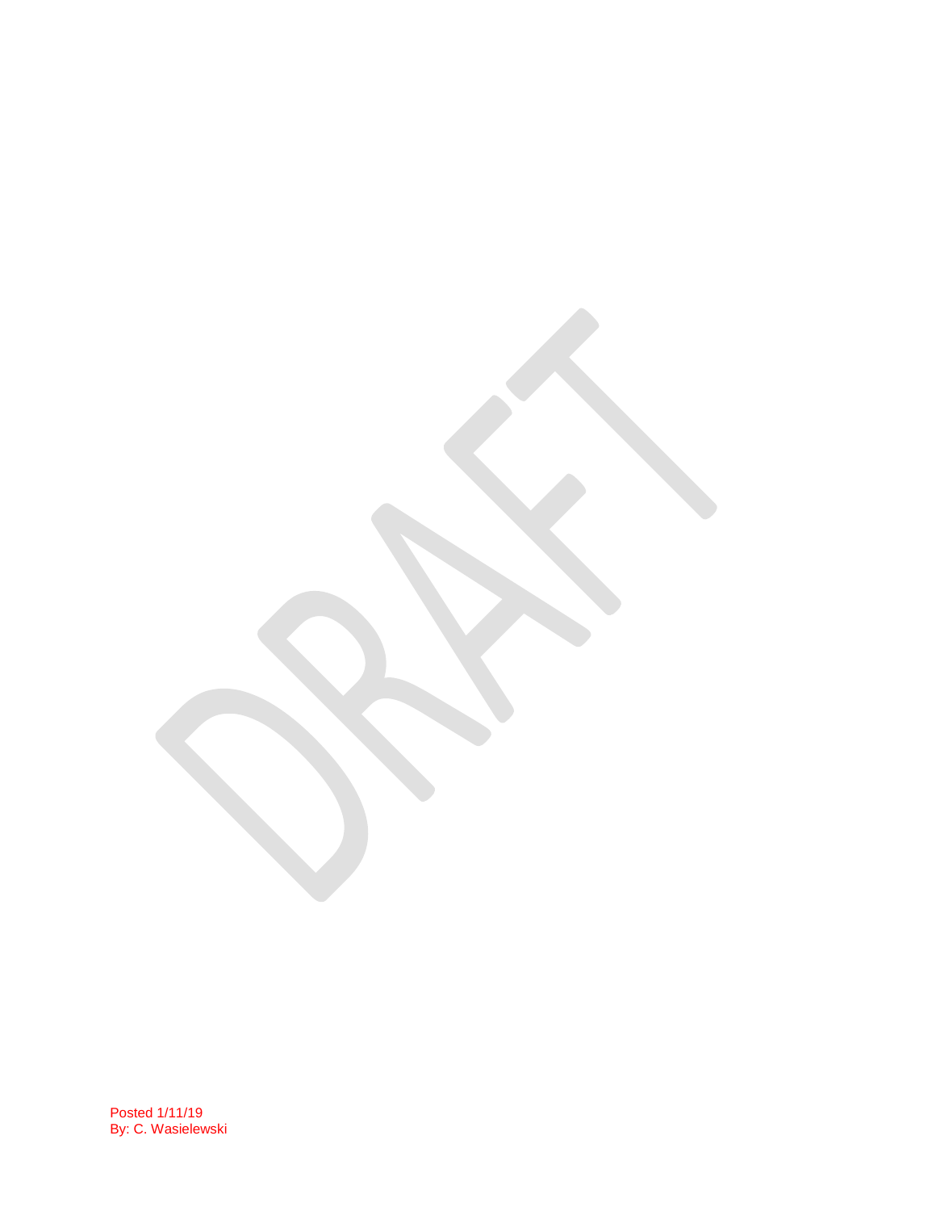DRAFT

Posted 1/11/19
By: C. Wasielewski